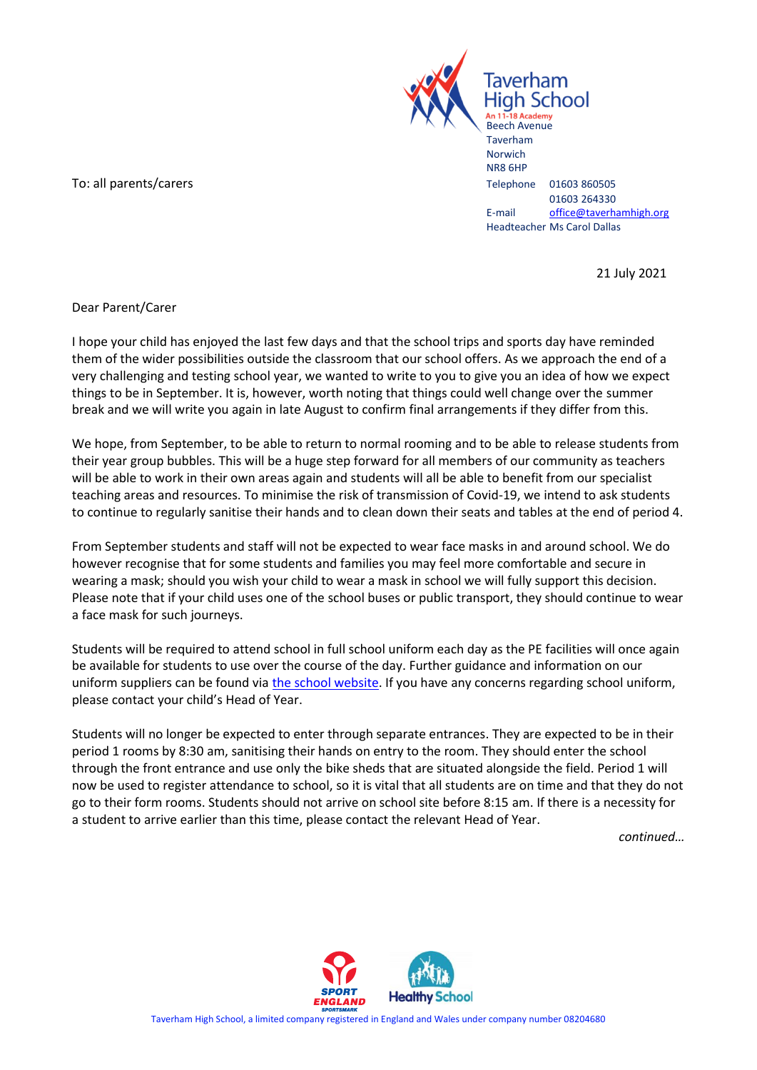**Taverham High School**
An 11-18 Academy
Beach Avenue
Taverham
Norwich
NR8 6HP
Telephone 01603 860505
01603 264330
E-mail office@taverhamhigh.org
Headteacher Ms Carol Dallas

To: all parents/carers

21 July 2021

Dear Parent/Carer

I hope your child has enjoyed the last few days and that the school trips and sports day have reminded them of the wider possibilities outside the classroom that our school offers. As we approach the end of a very challenging and testing school year, we wanted to write to you to give you an idea of how we expect things to be in September. It is, however, worth noting that things could well change over the summer break and we will write you again in late August to confirm final arrangements if they differ from this.

We hope, from September, to be able to return to normal rooming and to be able to release students from their year group bubbles. This will be a huge step forward for all members of our community as teachers will be able to work in their own areas again and students will all be able to benefit from our specialist teaching areas and resources. To minimise the risk of transmission of Covid-19, we intend to ask students to continue to regularly sanitise their hands and to clean down their seats and tables at the end of period 4.

From September students and staff will not be expected to wear face masks in and around school. We do however recognise that for some students and families you may feel more comfortable and secure in wearing a mask; should you wish your child to wear a mask in school we will fully support this decision. Please note that if your child uses one of the school buses or public transport, they should continue to wear a face mask for such journeys.

Students will be required to attend school in full school uniform each day as the PE facilities will once again be available for students to use over the course of the day. Further guidance and information on our uniform suppliers can be found via [the school website](). If you have any concerns regarding school uniform, please contact your child's Head of Year.

Students will no longer be expected to enter through separate entrances. They are expected to be in their period 1 rooms by 8:30 am, sanitising their hands on entry to the room. They should enter the school through the front entrance and use only the bike sheds that are situated alongside the field. Period 1 will now be used to register attendance to school, so it is vital that all students are on time and that they do not go to their form rooms. Students should not arrive on school site before 8:15 am. If there is a necessity for a student to arrive earlier than this time, please contact the relevant Head of Year.

*continued…*

Taverham High School, a limited company registered in England and Wales under company number 08204680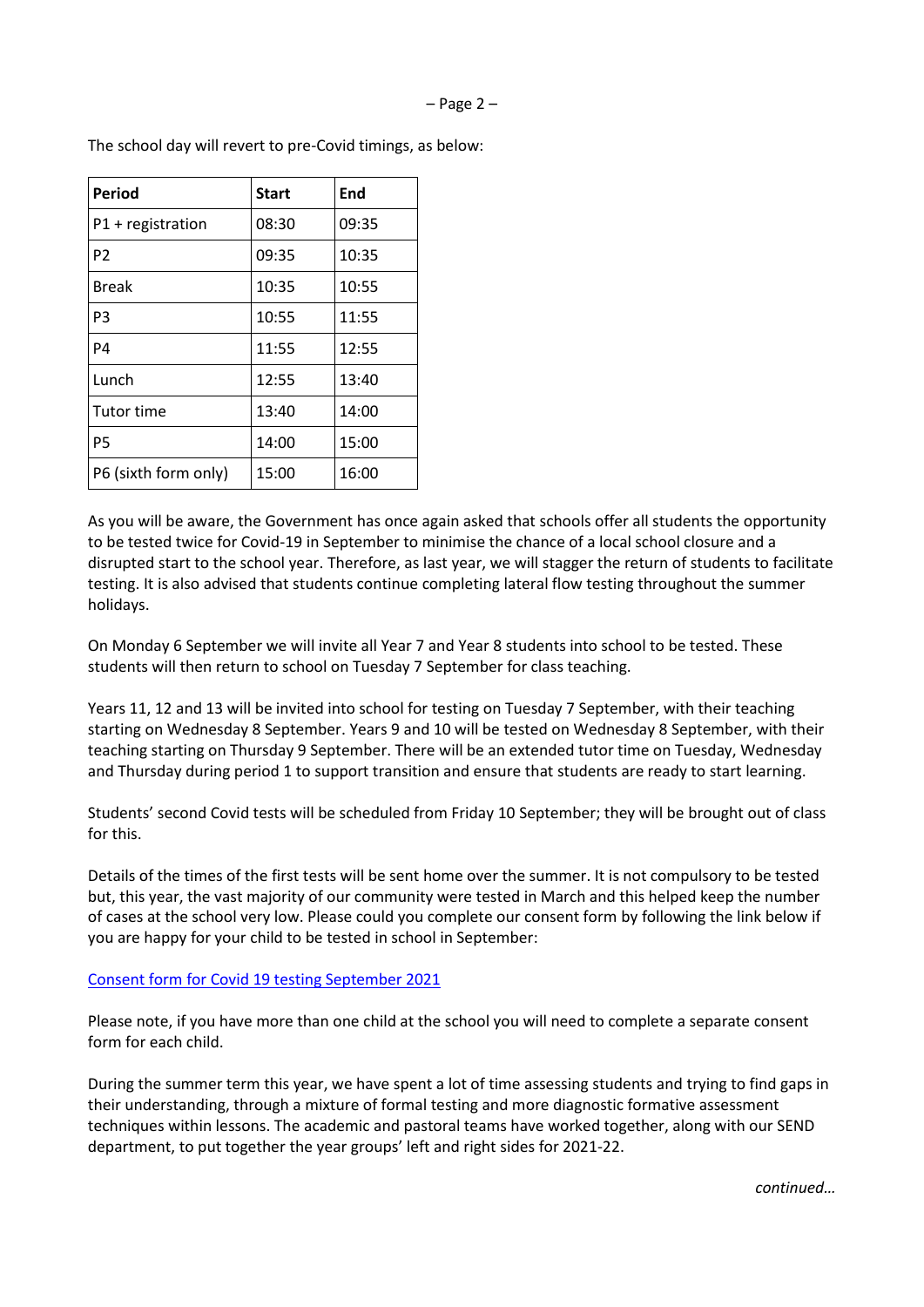The school day will revert to pre-Covid timings, as below:

| Period | Start | End |
|---|---|---|
| P1 + registration | 08:30 | 09:35 |
| P2 | 09:35 | 10:35 |
| Break | 10:35 | 10:55 |
| P3 | 10:55 | 11:55 |
| P4 | 11:55 | 12:55 |
| Lunch | 12:55 | 13:40 |
| Tutor time | 13:40 | 14:00 |
| P5 | 14:00 | 15:00 |
| P6 (sixth form only) | 15:00 | 16:00 |

As you will be aware, the Government has once again asked that schools offer all students the opportunity to be tested twice for Covid-19 in September to minimise the chance of a local school closure and a disrupted start to the school year. Therefore, as last year, we will stagger the return of students to facilitate testing. It is also advised that students continue completing lateral flow testing throughout the summer holidays.

On Monday 6 September we will invite all Year 7 and Year 8 students into school to be tested. These students will then return to school on Tuesday 7 September for class teaching.

Years 11, 12 and 13 will be invited into school for testing on Tuesday 7 September, with their teaching starting on Wednesday 8 September. Years 9 and 10 will be tested on Wednesday 8 September, with their teaching starting on Thursday 9 September. There will be an extended tutor time on Tuesday, Wednesday and Thursday during period 1 to support transition and ensure that students are ready to start learning.

Students' second Covid tests will be scheduled from Friday 10 September; they will be brought out of class for this.

Details of the times of the first tests will be sent home over the summer. It is not compulsory to be tested but, this year, the vast majority of our community were tested in March and this helped keep the number of cases at the school very low. Please could you complete our consent form by following the link below if you are happy for your child to be tested in school in September:

Consent form for Covid 19 testing September 2021

Please note, if you have more than one child at the school you will need to complete a separate consent form for each child.

During the summer term this year, we have spent a lot of time assessing students and trying to find gaps in their understanding, through a mixture of formal testing and more diagnostic formative assessment techniques within lessons. The academic and pastoral teams have worked together, along with our SEND department, to put together the year groups' left and right sides for 2021-22.

*continued…*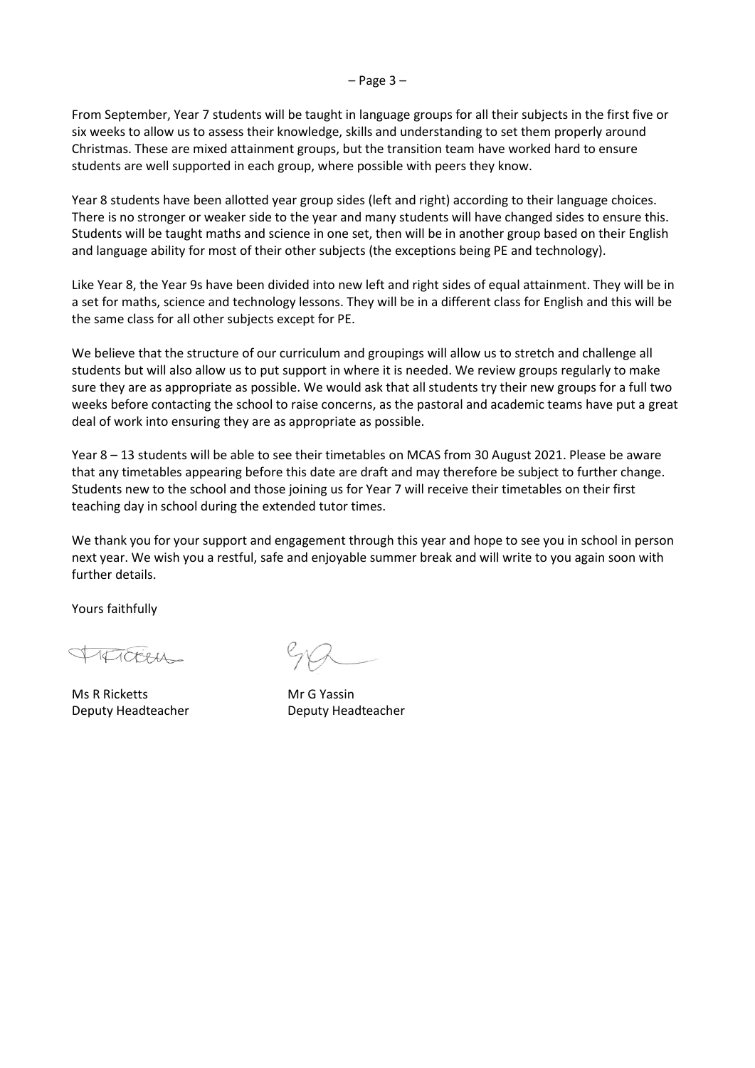From September, Year 7 students will be taught in language groups for all their subjects in the first five or six weeks to allow us to assess their knowledge, skills and understanding to set them properly around Christmas. These are mixed attainment groups, but the transition team have worked hard to ensure students are well supported in each group, where possible with peers they know.

Year 8 students have been allotted year group sides (left and right) according to their language choices. There is no stronger or weaker side to the year and many students will have changed sides to ensure this. Students will be taught maths and science in one set, then will be in another group based on their English and language ability for most of their other subjects (the exceptions being PE and technology).

Like Year 8, the Year 9s have been divided into new left and right sides of equal attainment. They will be in a set for maths, science and technology lessons. They will be in a different class for English and this will be the same class for all other subjects except for PE.

We believe that the structure of our curriculum and groupings will allow us to stretch and challenge all students but will also allow us to put support in where it is needed. We review groups regularly to make sure they are as appropriate as possible. We would ask that all students try their new groups for a full two weeks before contacting the school to raise concerns, as the pastoral and academic teams have put a great deal of work into ensuring they are as appropriate as possible.

Year 8 – 13 students will be able to see their timetables on MCAS from 30 August 2021. Please be aware that any timetables appearing before this date are draft and may therefore be subject to further change. Students new to the school and those joining us for Year 7 will receive their timetables on their first teaching day in school during the extended tutor times.

We thank you for your support and engagement through this year and hope to see you in school in person next year. We wish you a restful, safe and enjoyable summer break and will write to you again soon with further details.

Yours faithfully

Ms R Ricketts
Deputy Headteacher

Mr G Yassin
Deputy Headteacher